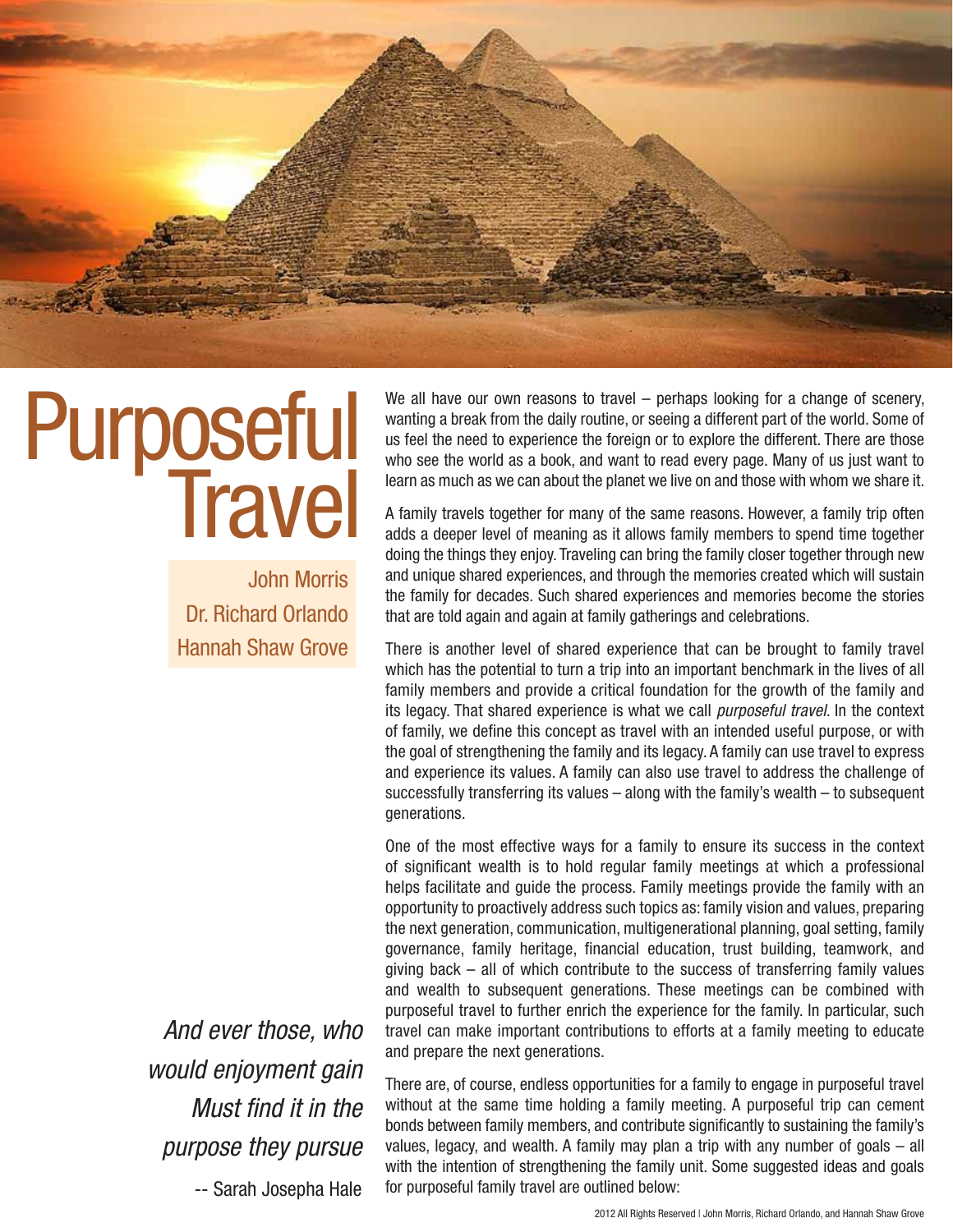# Purposeful Travel

John Morris
Dr. Richard Orlando
Hannah Shaw Grove

We all have our own reasons to travel – perhaps looking for a change of scenery, wanting a break from the daily routine, or seeing a different part of the world. Some of us feel the need to experience the foreign or to explore the different. There are those who see the world as a book, and want to read every page. Many of us just want to learn as much as we can about the planet we live on and those with whom we share it.

A family travels together for many of the same reasons. However, a family trip often adds a deeper level of meaning as it allows family members to spend time together doing the things they enjoy. Traveling can bring the family closer together through new and unique shared experiences, and through the memories created which will sustain the family for decades. Such shared experiences and memories become the stories that are told again and again at family gatherings and celebrations.

There is another level of shared experience that can be brought to family travel which has the potential to turn a trip into an important benchmark in the lives of all family members and provide a critical foundation for the growth of the family and its legacy. That shared experience is what we call *purposeful travel.* In the context of family, we define this concept as travel with an intended useful purpose, or with the goal of strengthening the family and its legacy. A family can use travel to express and experience its values. A family can also use travel to address the challenge of successfully transferring its values – along with the family's wealth – to subsequent generations.

One of the most effective ways for a family to ensure its success in the context of significant wealth is to hold regular family meetings at which a professional helps facilitate and guide the process. Family meetings provide the family with an opportunity to proactively address such topics as: family vision and values, preparing the next generation, communication, multigenerational planning, goal setting, family governance, family heritage, financial education, trust building, teamwork, and giving back – all of which contribute to the success of transferring family values and wealth to subsequent generations. These meetings can be combined with purposeful travel to further enrich the experience for the family. In particular, such travel can make important contributions to efforts at a family meeting to educate and prepare the next generations.

*And ever those, who would enjoyment gain Must find it in the purpose they pursue*

-- Sarah Josepha Hale

There are, of course, endless opportunities for a family to engage in purposeful travel without at the same time holding a family meeting. A purposeful trip can cement bonds between family members, and contribute significantly to sustaining the family's values, legacy, and wealth. A family may plan a trip with any number of goals – all with the intention of strengthening the family unit. Some suggested ideas and goals for purposeful family travel are outlined below:

2012 All Rights Reserved | John Morris, Richard Orlando, and Hannah Shaw Grove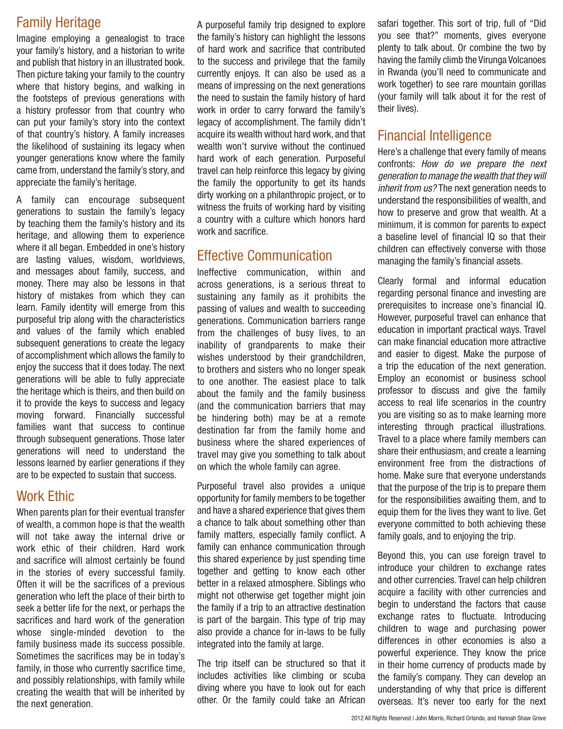## Family Heritage

Imagine employing a genealogist to trace your family's history, and a historian to write and publish that history in an illustrated book. Then picture taking your family to the country where that history begins, and walking in the footsteps of previous generations with a history professor from that country who can put your family's story into the context of that country's history. A family increases the likelihood of sustaining its legacy when younger generations know where the family came from, understand the family's story, and appreciate the family's heritage.

A family can encourage subsequent generations to sustain the family's legacy by teaching them the family's history and its heritage, and allowing them to experience where it all began. Embedded in one's history are lasting values, wisdom, worldviews, and messages about family, success, and money. There may also be lessons in that history of mistakes from which they can learn. Family identity will emerge from this purposeful trip along with the characteristics and values of the family which enabled subsequent generations to create the legacy of accomplishment which allows the family to enjoy the success that it does today. The next generations will be able to fully appreciate the heritage which is theirs, and then build on it to provide the keys to success and legacy moving forward. Financially successful families want that success to continue through subsequent generations. Those later generations will need to understand the lessons learned by earlier generations if they are to be expected to sustain that success.

## Work Ethic

When parents plan for their eventual transfer of wealth, a common hope is that the wealth will not take away the internal drive or work ethic of their children. Hard work and sacrifice will almost certainly be found in the stories of every successful family. Often it will be the sacrifices of a previous generation who left the place of their birth to seek a better life for the next, or perhaps the sacrifices and hard work of the generation whose single-minded devotion to the family business made its success possible. Sometimes the sacrifices may be in today's family, in those who currently sacrifice time, and possibly relationships, with family while creating the wealth that will be inherited by the next generation.

A purposeful family trip designed to explore the family's history can highlight the lessons of hard work and sacrifice that contributed to the success and privilege that the family currently enjoys. It can also be used as a means of impressing on the next generations the need to sustain the family history of hard work in order to carry forward the family's legacy of accomplishment. The family didn't acquire its wealth without hard work, and that wealth won't survive without the continued hard work of each generation. Purposeful travel can help reinforce this legacy by giving the family the opportunity to get its hands dirty working on a philanthropic project, or to witness the fruits of working hard by visiting a country with a culture which honors hard work and sacrifice.

## Effective Communication

Ineffective communication, within and across generations, is a serious threat to sustaining any family as it prohibits the passing of values and wealth to succeeding generations. Communication barriers range from the challenges of busy lives, to an inability of grandparents to make their wishes understood by their grandchildren, to brothers and sisters who no longer speak to one another. The easiest place to talk about the family and the family business (and the communication barriers that may be hindering both) may be at a remote destination far from the family home and business where the shared experiences of travel may give you something to talk about on which the whole family can agree.

Purposeful travel also provides a unique opportunity for family members to be together and have a shared experience that gives them a chance to talk about something other than family matters, especially family conflict. A family can enhance communication through this shared experience by just spending time together and getting to know each other better in a relaxed atmosphere. Siblings who might not otherwise get together might join the family if a trip to an attractive destination is part of the bargain. This type of trip may also provide a chance for in-laws to be fully integrated into the family at large.

The trip itself can be structured so that it includes activities like climbing or scuba diving where you have to look out for each other. Or the family could take an African safari together. This sort of trip, full of "Did you see that?" moments, gives everyone plenty to talk about. Or combine the two by having the family climb the Virunga Volcanoes in Rwanda (you'll need to communicate and work together) to see rare mountain gorillas (your family will talk about it for the rest of their lives).

## Financial Intelligence

Here's a challenge that every family of means confronts: *How do we prepare the next generation to manage the wealth that they will inherit from us?* The next generation needs to understand the responsibilities of wealth, and how to preserve and grow that wealth. At a minimum, it is common for parents to expect a baseline level of financial IQ so that their children can effectively converse with those managing the family's financial assets.

Clearly formal and informal education regarding personal finance and investing are prerequisites to increase one's financial IQ. However, purposeful travel can enhance that education in important practical ways. Travel can make financial education more attractive and easier to digest. Make the purpose of a trip the education of the next generation. Employ an economist or business school professor to discuss and give the family access to real life scenarios in the country you are visiting so as to make learning more interesting through practical illustrations. Travel to a place where family members can share their enthusiasm, and create a learning environment free from the distractions of home. Make sure that everyone understands that the purpose of the trip is to prepare them for the responsibilities awaiting them, and to equip them for the lives they want to live. Get everyone committed to both achieving these family goals, and to enjoying the trip.

Beyond this, you can use foreign travel to introduce your children to exchange rates and other currencies. Travel can help children acquire a facility with other currencies and begin to understand the factors that cause exchange rates to fluctuate. Introducing children to wage and purchasing power differences in other economies is also a powerful experience. They know the price in their home currency of products made by the family's company. They can develop an understanding of why that price is different overseas. It's never too early for the next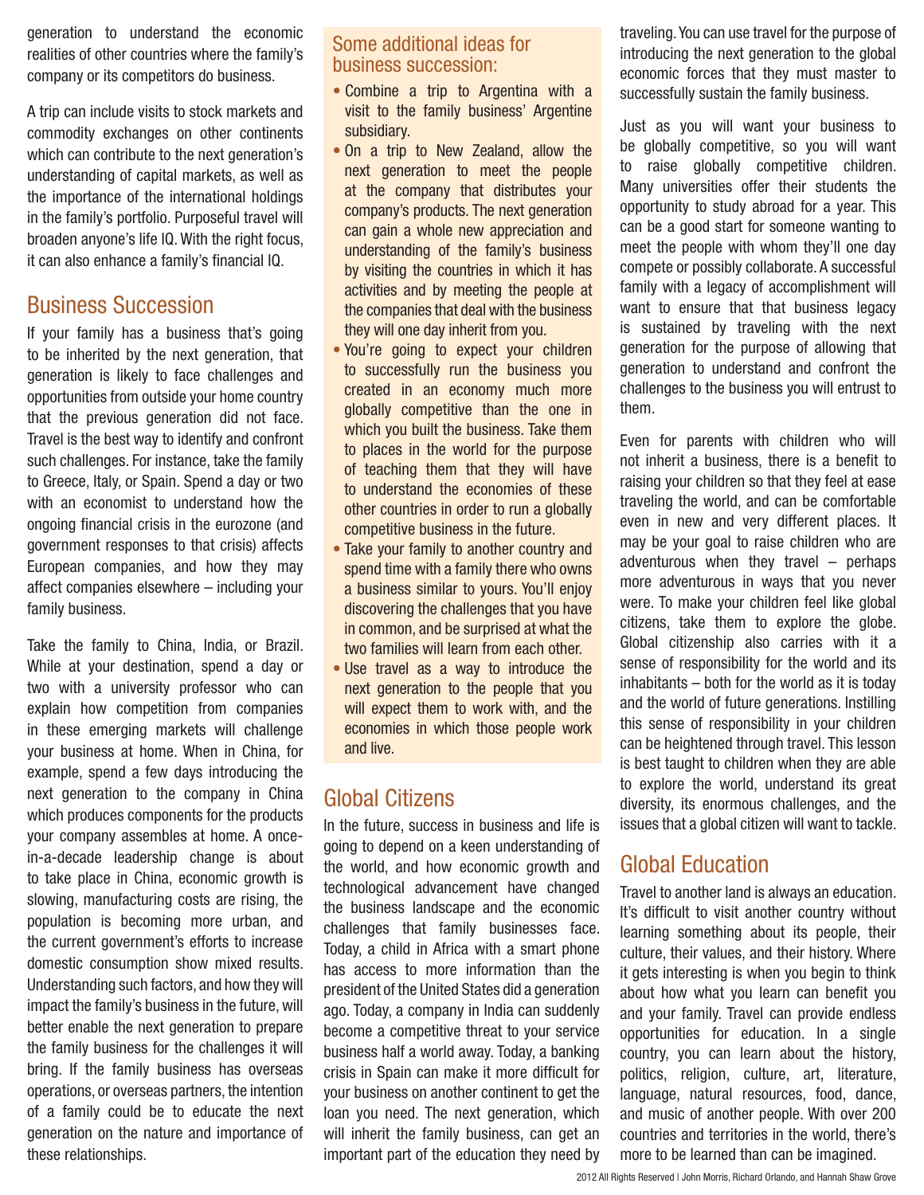generation to understand the economic realities of other countries where the family's company or its competitors do business.

A trip can include visits to stock markets and commodity exchanges on other continents which can contribute to the next generation's understanding of capital markets, as well as the importance of the international holdings in the family's portfolio. Purposeful travel will broaden anyone's life IQ. With the right focus, it can also enhance a family's financial IQ.

## Business Succession

If your family has a business that's going to be inherited by the next generation, that generation is likely to face challenges and opportunities from outside your home country that the previous generation did not face. Travel is the best way to identify and confront such challenges. For instance, take the family to Greece, Italy, or Spain. Spend a day or two with an economist to understand how the ongoing financial crisis in the eurozone (and government responses to that crisis) affects European companies, and how they may affect companies elsewhere – including your family business.

Take the family to China, India, or Brazil. While at your destination, spend a day or two with a university professor who can explain how competition from companies in these emerging markets will challenge your business at home. When in China, for example, spend a few days introducing the next generation to the company in China which produces components for the products your company assembles at home. A once-in-a-decade leadership change is about to take place in China, economic growth is slowing, manufacturing costs are rising, the population is becoming more urban, and the current government's efforts to increase domestic consumption show mixed results. Understanding such factors, and how they will impact the family's business in the future, will better enable the next generation to prepare the family business for the challenges it will bring. If the family business has overseas operations, or overseas partners, the intention of a family could be to educate the next generation on the nature and importance of these relationships.

### Some additional ideas for business succession:

- Combine a trip to Argentina with a visit to the family business' Argentine subsidiary.
- On a trip to New Zealand, allow the next generation to meet the people at the company that distributes your company's products. The next generation can gain a whole new appreciation and understanding of the family's business by visiting the countries in which it has activities and by meeting the people at the companies that deal with the business they will one day inherit from you.
- You're going to expect your children to successfully run the business you created in an economy much more globally competitive than the one in which you built the business. Take them to places in the world for the purpose of teaching them that they will have to understand the economies of these other countries in order to run a globally competitive business in the future.
- Take your family to another country and spend time with a family there who owns a business similar to yours. You'll enjoy discovering the challenges that you have in common, and be surprised at what the two families will learn from each other.
- Use travel as a way to introduce the next generation to the people that you will expect them to work with, and the economies in which those people work and live.

## Global Citizens

In the future, success in business and life is going to depend on a keen understanding of the world, and how economic growth and technological advancement have changed the business landscape and the economic challenges that family businesses face. Today, a child in Africa with a smart phone has access to more information than the president of the United States did a generation ago. Today, a company in India can suddenly become a competitive threat to your service business half a world away. Today, a banking crisis in Spain can make it more difficult for your business on another continent to get the loan you need. The next generation, which will inherit the family business, can get an important part of the education they need by traveling. You can use travel for the purpose of introducing the next generation to the global economic forces that they must master to successfully sustain the family business.

Just as you will want your business to be globally competitive, so you will want to raise globally competitive children. Many universities offer their students the opportunity to study abroad for a year. This can be a good start for someone wanting to meet the people with whom they'll one day compete or possibly collaborate. A successful family with a legacy of accomplishment will want to ensure that that business legacy is sustained by traveling with the next generation for the purpose of allowing that generation to understand and confront the challenges to the business you will entrust to them.

Even for parents with children who will not inherit a business, there is a benefit to raising your children so that they feel at ease traveling the world, and can be comfortable even in new and very different places. It may be your goal to raise children who are adventurous when they travel – perhaps more adventurous in ways that you never were. To make your children feel like global citizens, take them to explore the globe. Global citizenship also carries with it a sense of responsibility for the world and its inhabitants – both for the world as it is today and the world of future generations. Instilling this sense of responsibility in your children can be heightened through travel. This lesson is best taught to children when they are able to explore the world, understand its great diversity, its enormous challenges, and the issues that a global citizen will want to tackle.

## Global Education

Travel to another land is always an education. It's difficult to visit another country without learning something about its people, their culture, their values, and their history. Where it gets interesting is when you begin to think about how what you learn can benefit you and your family. Travel can provide endless opportunities for education. In a single country, you can learn about the history, politics, religion, culture, art, literature, language, natural resources, food, dance, and music of another people. With over 200 countries and territories in the world, there's more to be learned than can be imagined.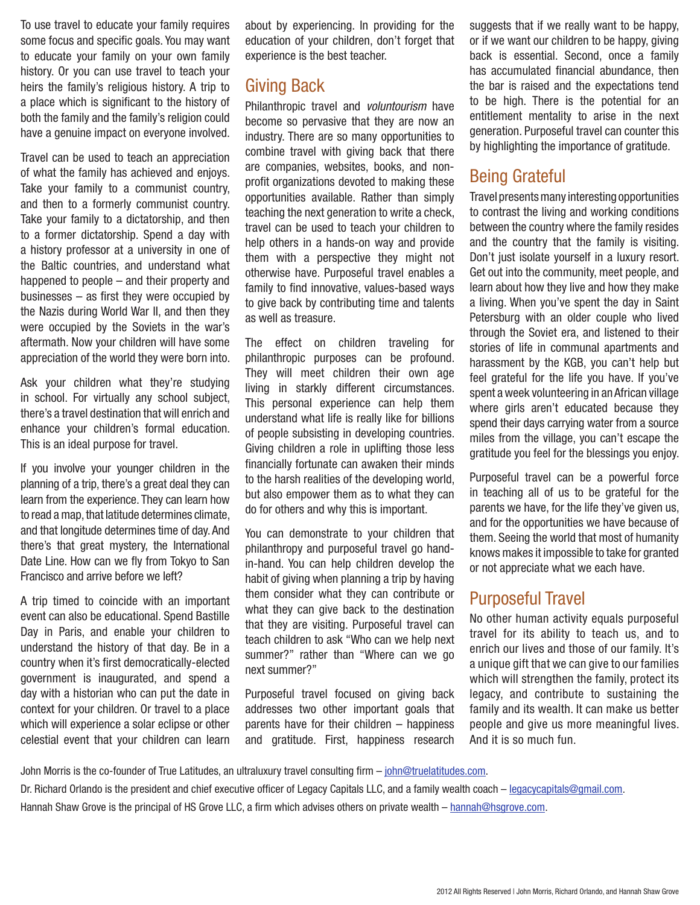To use travel to educate your family requires some focus and specific goals. You may want to educate your family on your own family history. Or you can use travel to teach your heirs the family's religious history. A trip to a place which is significant to the history of both the family and the family's religion could have a genuine impact on everyone involved.

Travel can be used to teach an appreciation of what the family has achieved and enjoys. Take your family to a communist country, and then to a formerly communist country. Take your family to a dictatorship, and then to a former dictatorship. Spend a day with a history professor at a university in one of the Baltic countries, and understand what happened to people – and their property and businesses – as first they were occupied by the Nazis during World War II, and then they were occupied by the Soviets in the war's aftermath. Now your children will have some appreciation of the world they were born into.

Ask your children what they're studying in school. For virtually any school subject, there's a travel destination that will enrich and enhance your children's formal education. This is an ideal purpose for travel.

If you involve your younger children in the planning of a trip, there's a great deal they can learn from the experience. They can learn how to read a map, that latitude determines climate, and that longitude determines time of day. And there's that great mystery, the International Date Line. How can we fly from Tokyo to San Francisco and arrive before we left?

A trip timed to coincide with an important event can also be educational. Spend Bastille Day in Paris, and enable your children to understand the history of that day. Be in a country when it's first democratically-elected government is inaugurated, and spend a day with a historian who can put the date in context for your children. Or travel to a place which will experience a solar eclipse or other celestial event that your children can learn about by experiencing. In providing for the education of your children, don't forget that experience is the best teacher.

## Giving Back

Philanthropic travel and *voluntourism* have become so pervasive that they are now an industry. There are so many opportunities to combine travel with giving back that there are companies, websites, books, and non-profit organizations devoted to making these opportunities available. Rather than simply teaching the next generation to write a check, travel can be used to teach your children to help others in a hands-on way and provide them with a perspective they might not otherwise have. Purposeful travel enables a family to find innovative, values-based ways to give back by contributing time and talents as well as treasure.

The effect on children traveling for philanthropic purposes can be profound. They will meet children their own age living in starkly different circumstances. This personal experience can help them understand what life is really like for billions of people subsisting in developing countries. Giving children a role in uplifting those less financially fortunate can awaken their minds to the harsh realities of the developing world, but also empower them as to what they can do for others and why this is important.

You can demonstrate to your children that philanthropy and purposeful travel go hand-in-hand. You can help children develop the habit of giving when planning a trip by having them consider what they can contribute or what they can give back to the destination that they are visiting. Purposeful travel can teach children to ask "Who can we help next summer?" rather than "Where can we go next summer?"

Purposeful travel focused on giving back addresses two other important goals that parents have for their children – happiness and gratitude. First, happiness research suggests that if we really want to be happy, or if we want our children to be happy, giving back is essential. Second, once a family has accumulated financial abundance, then the bar is raised and the expectations tend to be high. There is the potential for an entitlement mentality to arise in the next generation. Purposeful travel can counter this by highlighting the importance of gratitude.

## Being Grateful

Travel presents many interesting opportunities to contrast the living and working conditions between the country where the family resides and the country that the family is visiting. Don't just isolate yourself in a luxury resort. Get out into the community, meet people, and learn about how they live and how they make a living. When you've spent the day in Saint Petersburg with an older couple who lived through the Soviet era, and listened to their stories of life in communal apartments and harassment by the KGB, you can't help but feel grateful for the life you have. If you've spent a week volunteering in an African village where girls aren't educated because they spend their days carrying water from a source miles from the village, you can't escape the gratitude you feel for the blessings you enjoy.

Purposeful travel can be a powerful force in teaching all of us to be grateful for the parents we have, for the life they've given us, and for the opportunities we have because of them. Seeing the world that most of humanity knows makes it impossible to take for granted or not appreciate what we each have.

## Purposeful Travel

No other human activity equals purposeful travel for its ability to teach us, and to enrich our lives and those of our family. It's a unique gift that we can give to our families which will strengthen the family, protect its legacy, and contribute to sustaining the family and its wealth. It can make us better people and give us more meaningful lives. And it is so much fun.

John Morris is the co-founder of True Latitudes, an ultraluxury travel consulting firm – john@truelatitudes.com.

Dr. Richard Orlando is the president and chief executive officer of Legacy Capitals LLC, and a family wealth coach – legacycapitals@gmail.com.

Hannah Shaw Grove is the principal of HS Grove LLC, a firm which advises others on private wealth – hannah@hsgrove.com.

2012 All Rights Reserved | John Morris, Richard Orlando, and Hannah Shaw Grove